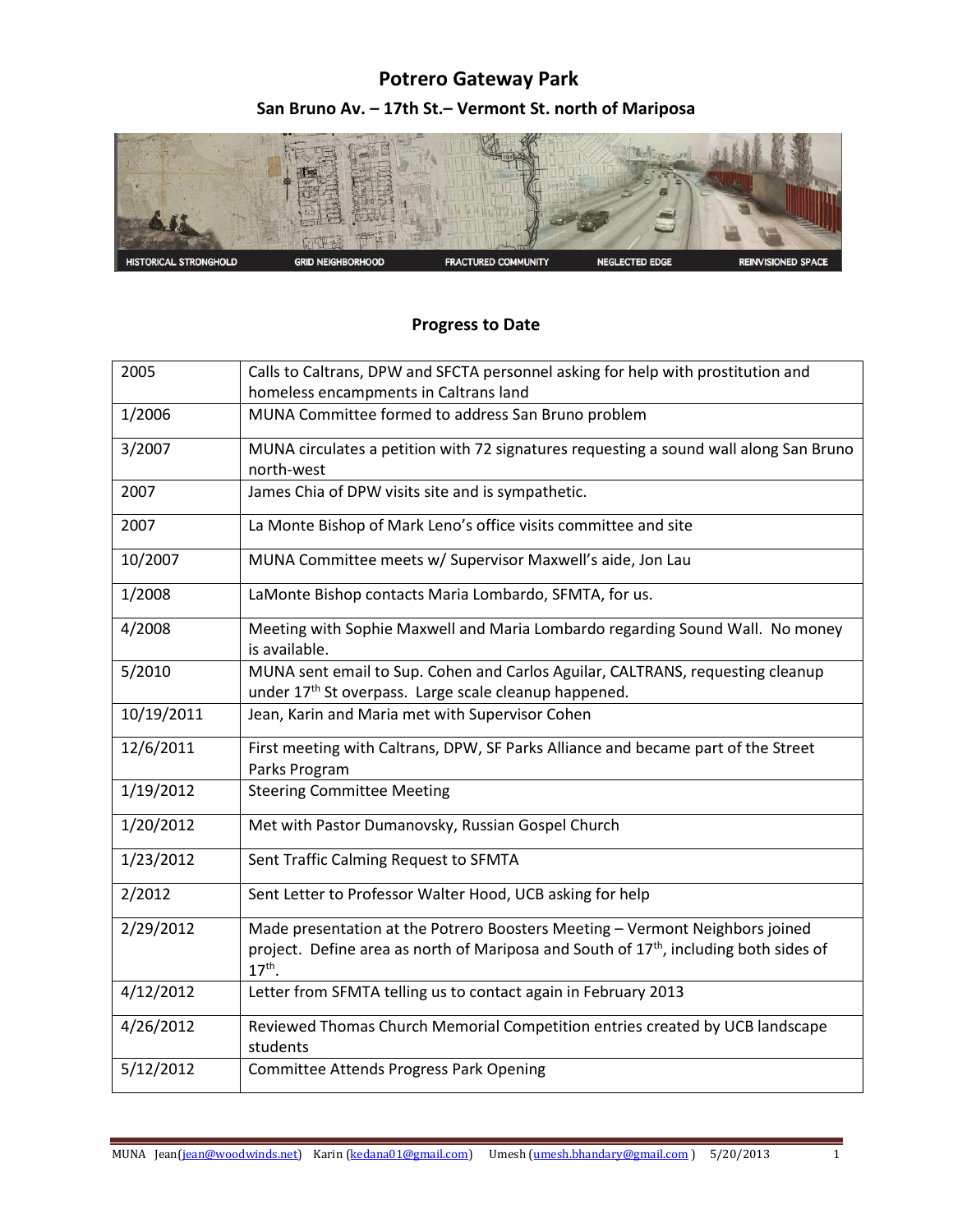# Potrero Gateway Park

## San Bruno Av. – 17th St.– Vermont St. north of Mariposa

HISTORICAL STRONGHOLD | GRID NEIGHBORHOOD | FRACTURED COMMUNITY | NEGLECTED EDGE | REINVISIONED SPACE

### Progress to Date

| | |
|---|---|
| 2005 | Calls to Caltrans, DPW and SFCTA personnel asking for help with prostitution and homeless encampments in Caltrans land |
| 1/2006 | MUNA Committee formed to address San Bruno problem |
| 3/2007 | MUNA circulates a petition with 72 signatures requesting a sound wall along San Bruno north-west |
| 2007 | James Chia of DPW visits site and is sympathetic. |
| 2007 | La Monte Bishop of Mark Leno's office visits committee and site |
| 10/2007 | MUNA Committee meets w/ Supervisor Maxwell's aide, Jon Lau |
| 1/2008 | LaMonte Bishop contacts Maria Lombardo, SFMTA, for us. |
| 4/2008 | Meeting with Sophie Maxwell and Maria Lombardo regarding Sound Wall. No money is available. |
| 5/2010 | MUNA sent email to Sup. Cohen and Carlos Aguilar, CALTRANS, requesting cleanup under 17th St overpass. Large scale cleanup happened. |
| 10/19/2011 | Jean, Karin and Maria met with Supervisor Cohen |
| 12/6/2011 | First meeting with Caltrans, DPW, SF Parks Alliance and became part of the Street Parks Program |
| 1/19/2012 | Steering Committee Meeting |
| 1/20/2012 | Met with Pastor Dumanovsky, Russian Gospel Church |
| 1/23/2012 | Sent Traffic Calming Request to SFMTA |
| 2/2012 | Sent Letter to Professor Walter Hood, UCB asking for help |
| 2/29/2012 | Made presentation at the Potrero Boosters Meeting – Vermont Neighbors joined project. Define area as north of Mariposa and South of 17th, including both sides of 17th. |
| 4/12/2012 | Letter from SFMTA telling us to contact again in February 2013 |
| 4/26/2012 | Reviewed Thomas Church Memorial Competition entries created by UCB landscape students |
| 5/12/2012 | Committee Attends Progress Park Opening |

MUNA Jean(jean@woodwinds.net) Karin (kedana01@gmail.com) Umesh (umesh.bhandary@gmail.com) 5/20/2013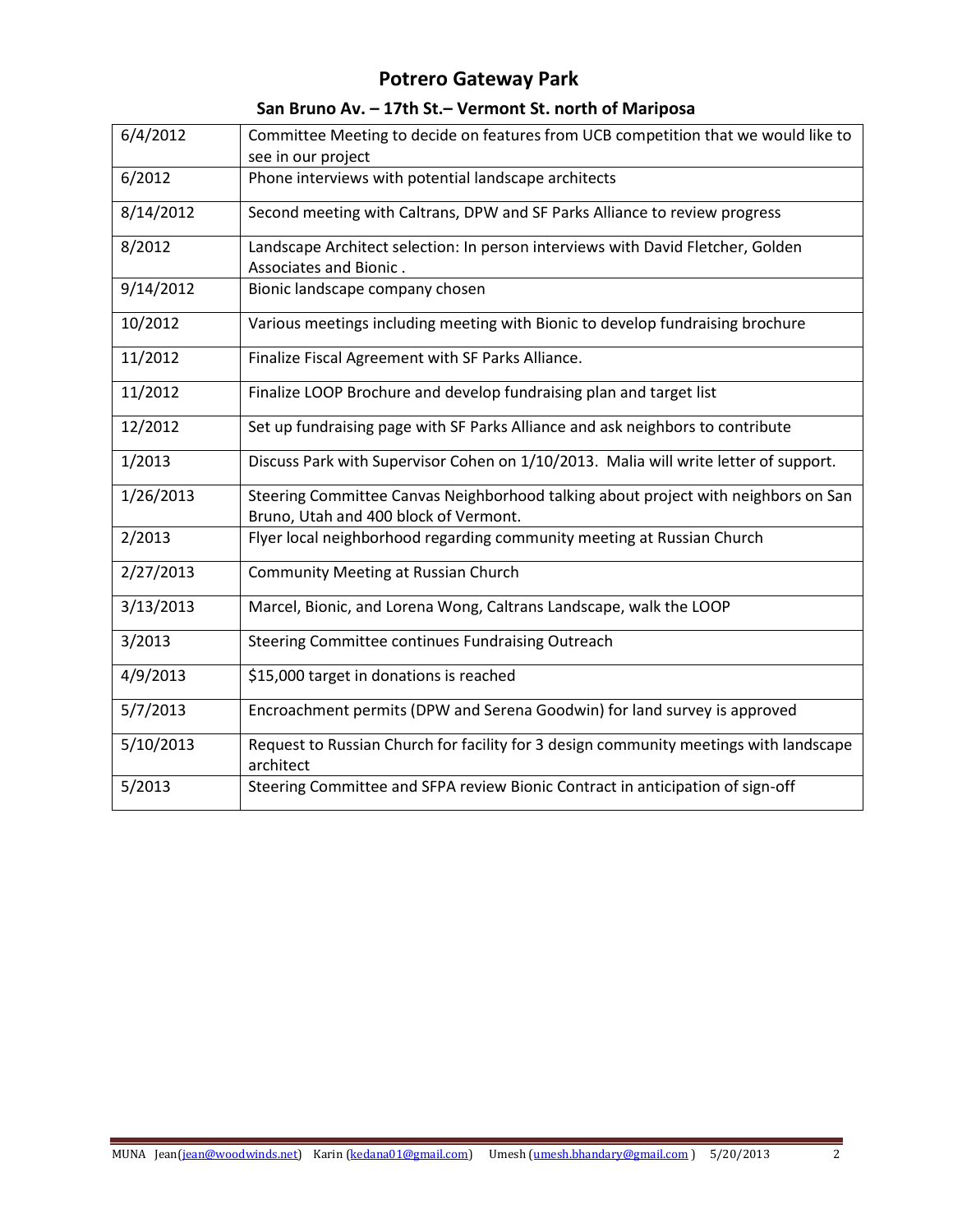# Potrero Gateway Park

## San Bruno Av. – 17th St.– Vermont St. north of Mariposa

| | |
|---|---|
| 6/4/2012 | Committee Meeting to decide on features from UCB competition that we would like to see in our project |
| 6/2012 | Phone interviews with potential landscape architects |
| 8/14/2012 | Second meeting with Caltrans, DPW and SF Parks Alliance to review progress |
| 8/2012 | Landscape Architect selection: In person interviews with David Fletcher, Golden Associates and Bionic . |
| 9/14/2012 | Bionic landscape company chosen |
| 10/2012 | Various meetings including meeting with Bionic to develop fundraising brochure |
| 11/2012 | Finalize Fiscal Agreement with SF Parks Alliance. |
| 11/2012 | Finalize LOOP Brochure and develop fundraising plan and target list |
| 12/2012 | Set up fundraising page with SF Parks Alliance and ask neighbors to contribute |
| 1/2013 | Discuss Park with Supervisor Cohen on 1/10/2013. Malia will write letter of support. |
| 1/26/2013 | Steering Committee Canvas Neighborhood talking about project with neighbors on San Bruno, Utah and 400 block of Vermont. |
| 2/2013 | Flyer local neighborhood regarding community meeting at Russian Church |
| 2/27/2013 | Community Meeting at Russian Church |
| 3/13/2013 | Marcel, Bionic, and Lorena Wong, Caltrans Landscape, walk the LOOP |
| 3/2013 | Steering Committee continues Fundraising Outreach |
| 4/9/2013 | $15,000 target in donations is reached |
| 5/7/2013 | Encroachment permits (DPW and Serena Goodwin) for land survey is approved |
| 5/10/2013 | Request to Russian Church for facility for 3 design community meetings with landscape architect |
| 5/2013 | Steering Committee and SFPA review Bionic Contract in anticipation of sign-off |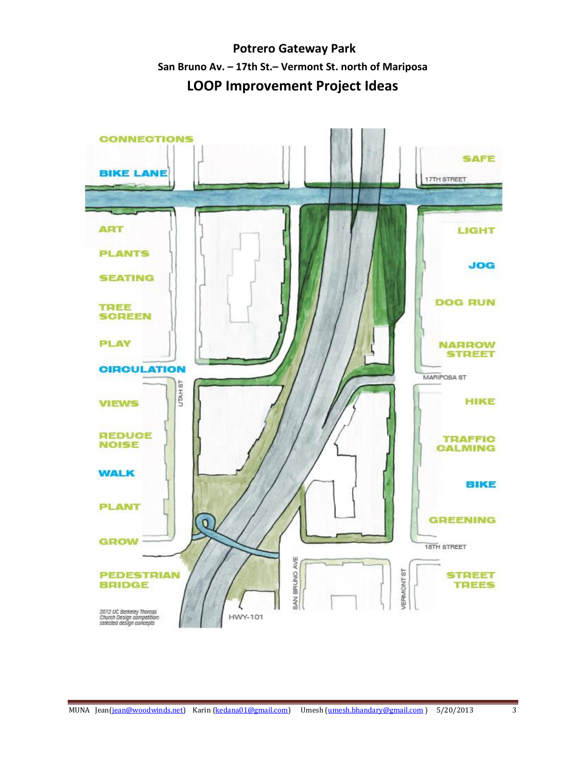**Potrero Gateway Park**

**San Bruno Av. – 17th St.– Vermont St. north of Mariposa**

## LOOP Improvement Project Ideas

CONNECTIONS

BIKE LANE

ART

PLANTS

SEATING

TREE SCREEN

PLAY

CIRCULATION

VIEWS

REDUCE NOISE

WALK

PLANT

GROW

PEDESTRIAN BRIDGE

SAFE

17TH STREET

LIGHT

JOG

DOG RUN

NARROW STREET

MARIPOSA ST

HIKE

TRAFFIC CALMING

BIKE

GREENING

18TH STREET

STREET TREES

UTAH ST

SAN BRUNO AVE

VERMONT ST

HWY-101

2012 UC Berkeley Thomas Church Design competition: selected design concepts